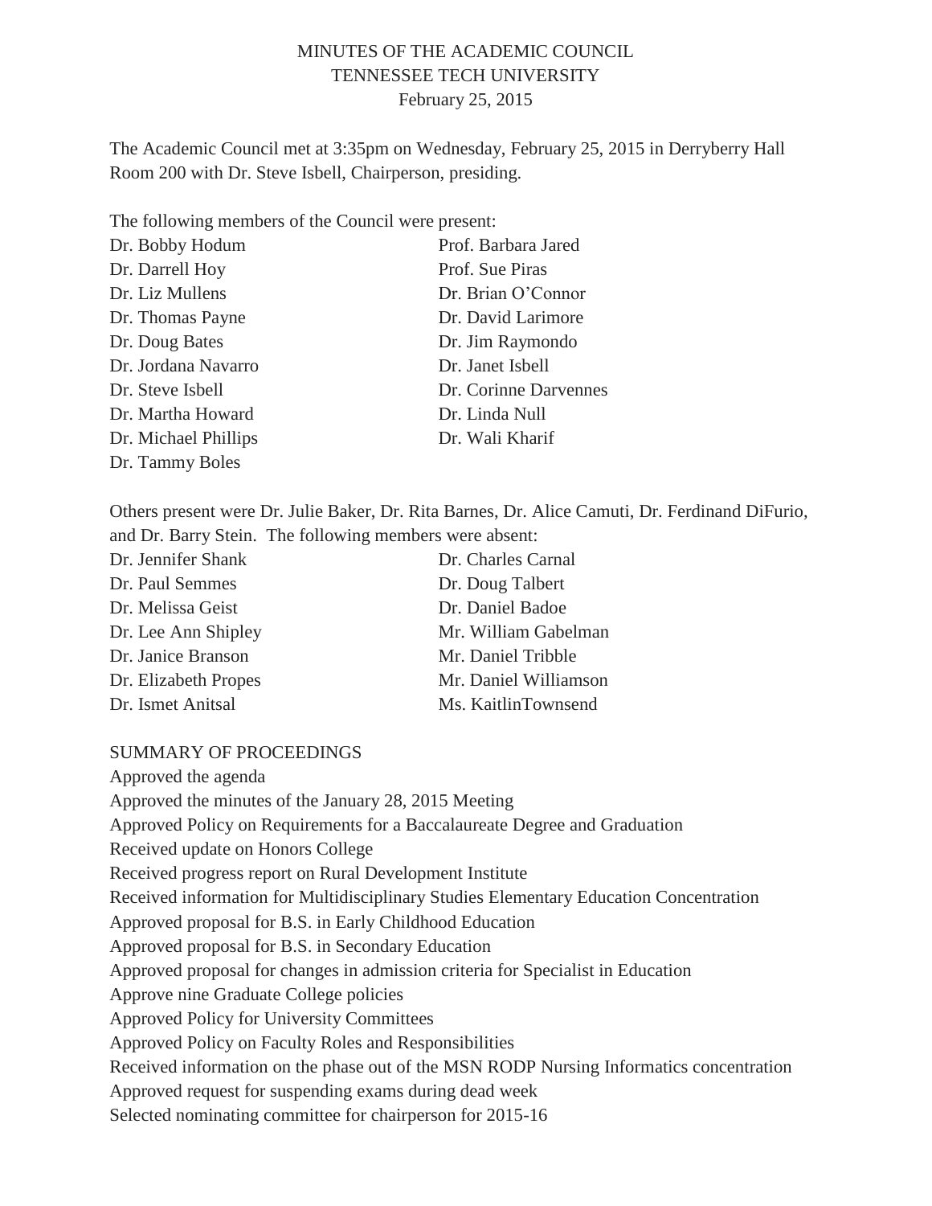# MINUTES OF THE ACADEMIC COUNCIL
## TENNESSEE TECH UNIVERSITY
### February 25, 2015

The Academic Council met at 3:35pm on Wednesday, February 25, 2015 in Derryberry Hall Room 200 with Dr. Steve Isbell, Chairperson, presiding.

The following members of the Council were present:

| | |
|---|---|
| Dr. Bobby Hodum | Prof. Barbara Jared |
| Dr. Darrell Hoy | Prof. Sue Piras |
| Dr. Liz Mullens | Dr. Brian O'Connor |
| Dr. Thomas Payne | Dr. David Larimore |
| Dr. Doug Bates | Dr. Jim Raymondo |
| Dr. Jordana Navarro | Dr. Janet Isbell |
| Dr. Steve Isbell | Dr. Corinne Darvennes |
| Dr. Martha Howard | Dr. Linda Null |
| Dr. Michael Phillips | Dr. Wali Kharif |
| Dr. Tammy Boles | |

Others present were Dr. Julie Baker, Dr. Rita Barnes, Dr. Alice Camuti, Dr. Ferdinand DiFurio, and Dr. Barry Stein. The following members were absent:

| | |
|---|---|
| Dr. Jennifer Shank | Dr. Charles Carnal |
| Dr. Paul Semmes | Dr. Doug Talbert |
| Dr. Melissa Geist | Dr. Daniel Badoe |
| Dr. Lee Ann Shipley | Mr. William Gabelman |
| Dr. Janice Branson | Mr. Daniel Tribble |
| Dr. Elizabeth Propes | Mr. Daniel Williamson |
| Dr. Ismet Anitsal | Ms. KaitlinTownsend |

SUMMARY OF PROCEEDINGS

Approved the agenda
Approved the minutes of the January 28, 2015 Meeting
Approved Policy on Requirements for a Baccalaureate Degree and Graduation
Received update on Honors College
Received progress report on Rural Development Institute
Received information for Multidisciplinary Studies Elementary Education Concentration
Approved proposal for B.S. in Early Childhood Education
Approved proposal for B.S. in Secondary Education
Approved proposal for changes in admission criteria for Specialist in Education
Approve nine Graduate College policies
Approved Policy for University Committees
Approved Policy on Faculty Roles and Responsibilities
Received information on the phase out of the MSN RODP Nursing Informatics concentration
Approved request for suspending exams during dead week
Selected nominating committee for chairperson for 2015-16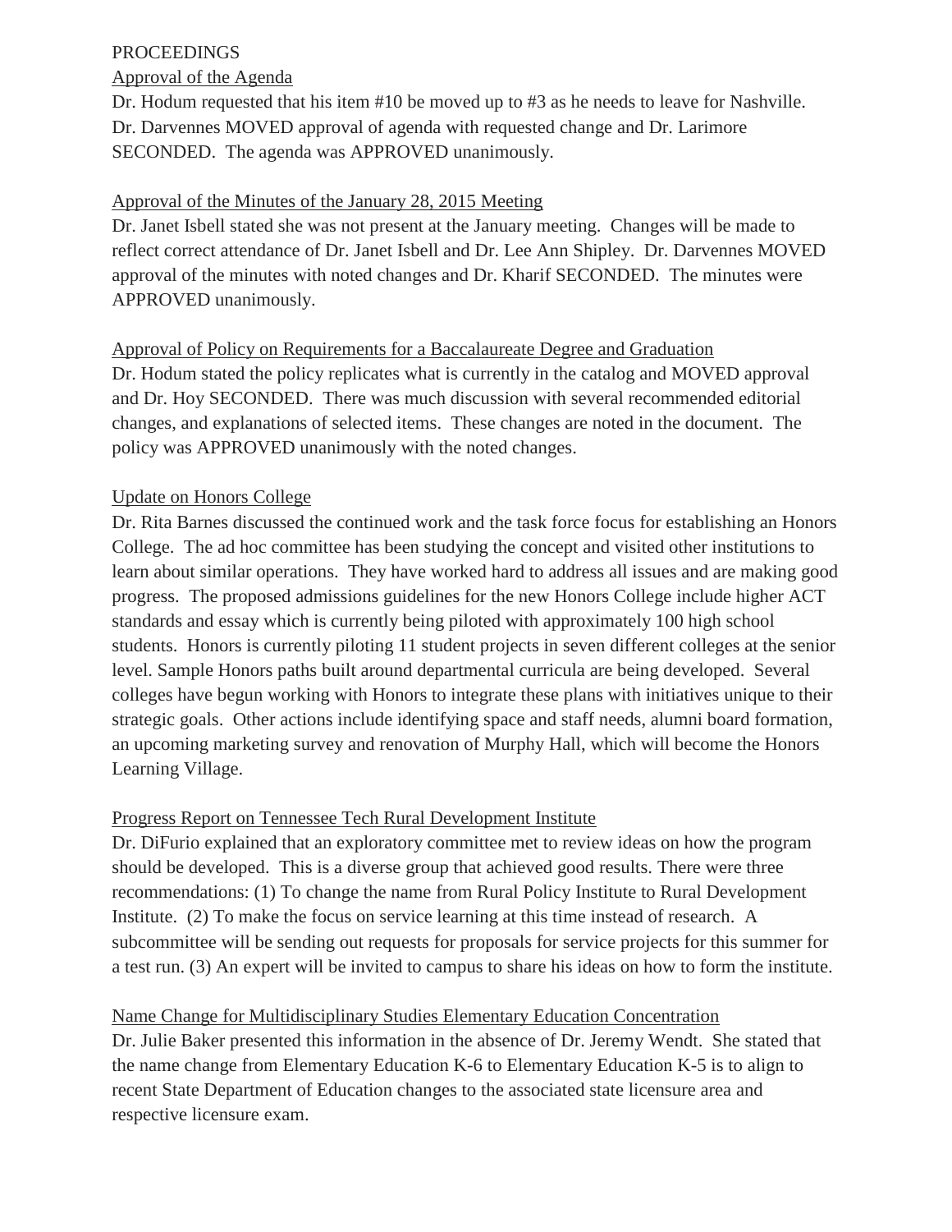PROCEEDINGS

Approval of the Agenda

Dr. Hodum requested that his item #10 be moved up to #3 as he needs to leave for Nashville. Dr. Darvennes MOVED approval of agenda with requested change and Dr. Larimore SECONDED. The agenda was APPROVED unanimously.

Approval of the Minutes of the January 28, 2015 Meeting

Dr. Janet Isbell stated she was not present at the January meeting. Changes will be made to reflect correct attendance of Dr. Janet Isbell and Dr. Lee Ann Shipley. Dr. Darvennes MOVED approval of the minutes with noted changes and Dr. Kharif SECONDED. The minutes were APPROVED unanimously.

Approval of Policy on Requirements for a Baccalaureate Degree and Graduation

Dr. Hodum stated the policy replicates what is currently in the catalog and MOVED approval and Dr. Hoy SECONDED. There was much discussion with several recommended editorial changes, and explanations of selected items. These changes are noted in the document. The policy was APPROVED unanimously with the noted changes.

Update on Honors College

Dr. Rita Barnes discussed the continued work and the task force focus for establishing an Honors College. The ad hoc committee has been studying the concept and visited other institutions to learn about similar operations. They have worked hard to address all issues and are making good progress. The proposed admissions guidelines for the new Honors College include higher ACT standards and essay which is currently being piloted with approximately 100 high school students. Honors is currently piloting 11 student projects in seven different colleges at the senior level. Sample Honors paths built around departmental curricula are being developed. Several colleges have begun working with Honors to integrate these plans with initiatives unique to their strategic goals. Other actions include identifying space and staff needs, alumni board formation, an upcoming marketing survey and renovation of Murphy Hall, which will become the Honors Learning Village.

Progress Report on Tennessee Tech Rural Development Institute

Dr. DiFurio explained that an exploratory committee met to review ideas on how the program should be developed. This is a diverse group that achieved good results. There were three recommendations: (1) To change the name from Rural Policy Institute to Rural Development Institute. (2) To make the focus on service learning at this time instead of research. A subcommittee will be sending out requests for proposals for service projects for this summer for a test run. (3) An expert will be invited to campus to share his ideas on how to form the institute.

Name Change for Multidisciplinary Studies Elementary Education Concentration

Dr. Julie Baker presented this information in the absence of Dr. Jeremy Wendt. She stated that the name change from Elementary Education K-6 to Elementary Education K-5 is to align to recent State Department of Education changes to the associated state licensure area and respective licensure exam.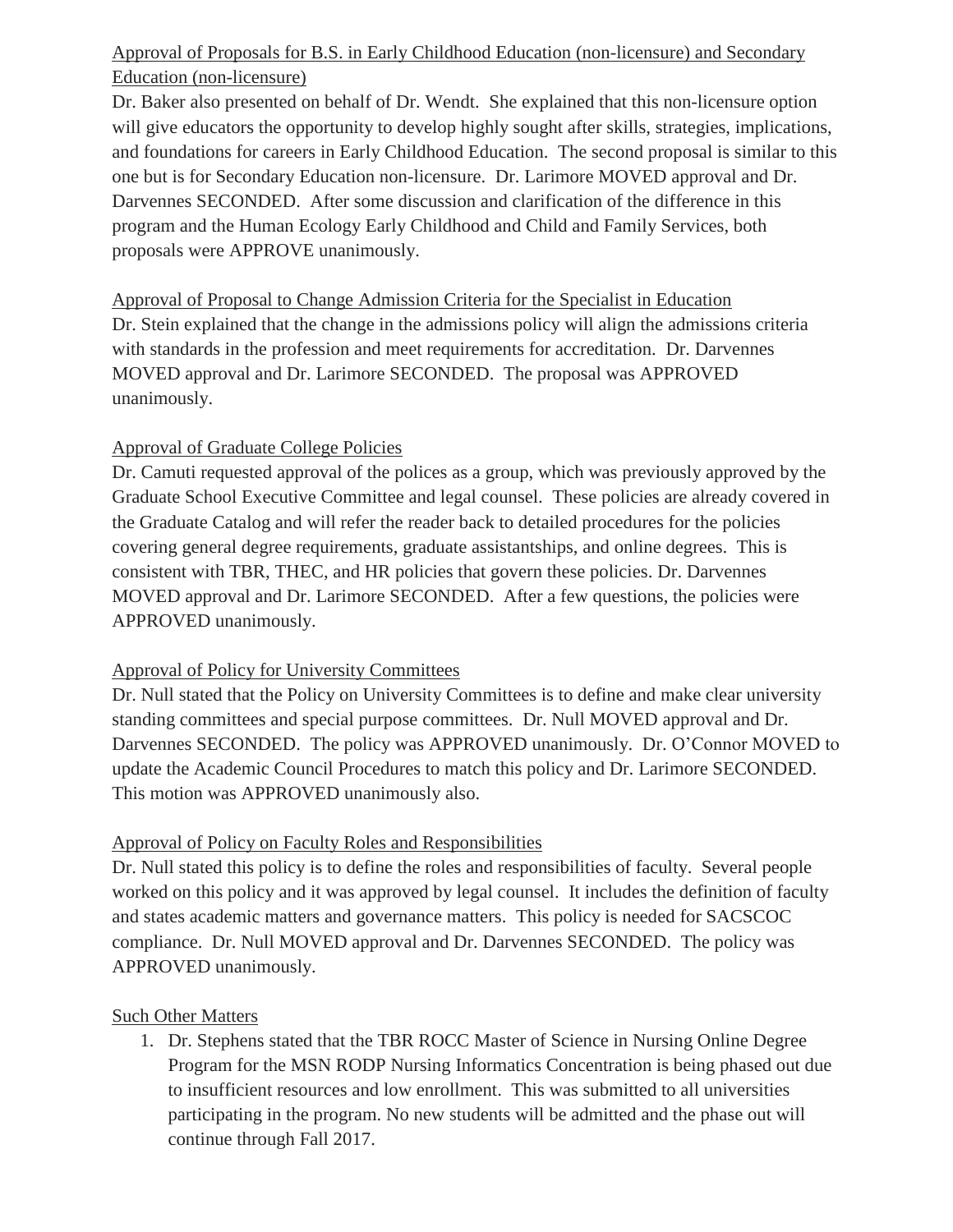Approval of Proposals for B.S. in Early Childhood Education (non-licensure) and Secondary Education (non-licensure)

Dr. Baker also presented on behalf of Dr. Wendt. She explained that this non-licensure option will give educators the opportunity to develop highly sought after skills, strategies, implications, and foundations for careers in Early Childhood Education. The second proposal is similar to this one but is for Secondary Education non-licensure. Dr. Larimore MOVED approval and Dr. Darvennes SECONDED. After some discussion and clarification of the difference in this program and the Human Ecology Early Childhood and Child and Family Services, both proposals were APPROVE unanimously.

Approval of Proposal to Change Admission Criteria for the Specialist in Education

Dr. Stein explained that the change in the admissions policy will align the admissions criteria with standards in the profession and meet requirements for accreditation. Dr. Darvennes MOVED approval and Dr. Larimore SECONDED. The proposal was APPROVED unanimously.

Approval of Graduate College Policies

Dr. Camuti requested approval of the polices as a group, which was previously approved by the Graduate School Executive Committee and legal counsel. These policies are already covered in the Graduate Catalog and will refer the reader back to detailed procedures for the policies covering general degree requirements, graduate assistantships, and online degrees. This is consistent with TBR, THEC, and HR policies that govern these policies. Dr. Darvennes MOVED approval and Dr. Larimore SECONDED. After a few questions, the policies were APPROVED unanimously.

Approval of Policy for University Committees

Dr. Null stated that the Policy on University Committees is to define and make clear university standing committees and special purpose committees. Dr. Null MOVED approval and Dr. Darvennes SECONDED. The policy was APPROVED unanimously. Dr. O'Connor MOVED to update the Academic Council Procedures to match this policy and Dr. Larimore SECONDED. This motion was APPROVED unanimously also.

Approval of Policy on Faculty Roles and Responsibilities

Dr. Null stated this policy is to define the roles and responsibilities of faculty. Several people worked on this policy and it was approved by legal counsel. It includes the definition of faculty and states academic matters and governance matters. This policy is needed for SACSCOC compliance. Dr. Null MOVED approval and Dr. Darvennes SECONDED. The policy was APPROVED unanimously.

Such Other Matters

1. Dr. Stephens stated that the TBR ROCC Master of Science in Nursing Online Degree Program for the MSN RODP Nursing Informatics Concentration is being phased out due to insufficient resources and low enrollment. This was submitted to all universities participating in the program. No new students will be admitted and the phase out will continue through Fall 2017.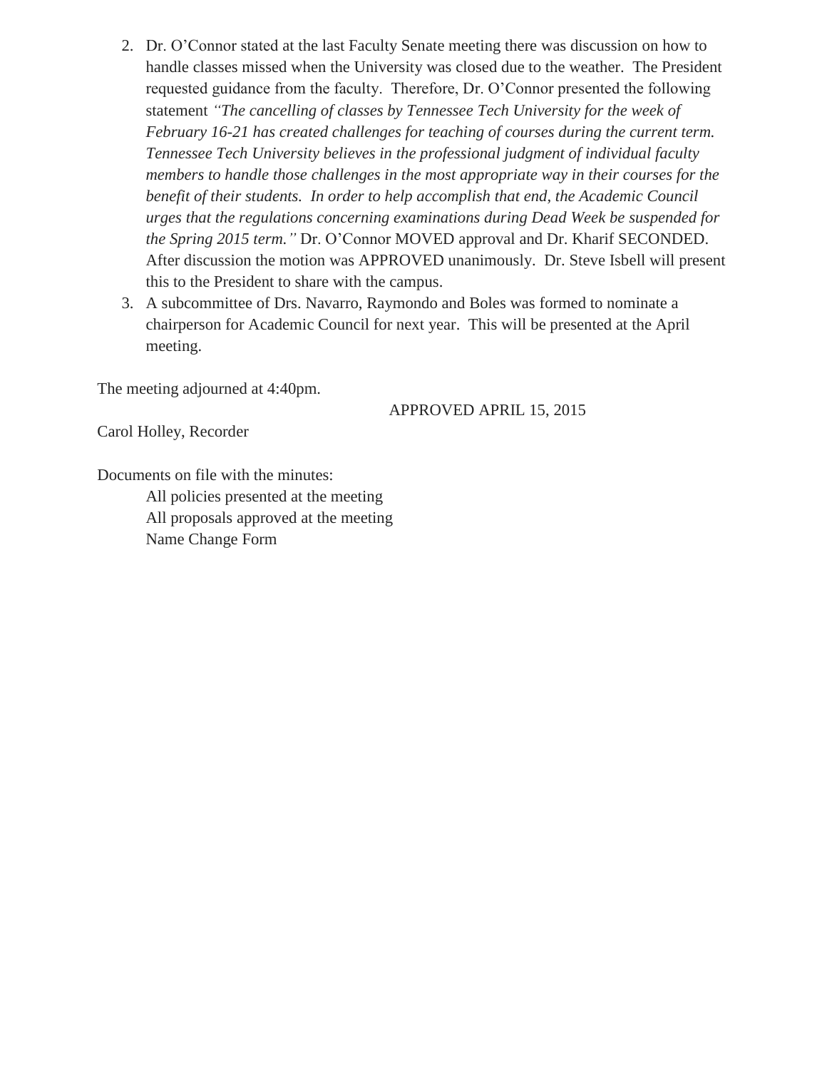2. Dr. O'Connor stated at the last Faculty Senate meeting there was discussion on how to handle classes missed when the University was closed due to the weather. The President requested guidance from the faculty. Therefore, Dr. O'Connor presented the following statement *"The cancelling of classes by Tennessee Tech University for the week of February 16-21 has created challenges for teaching of courses during the current term. Tennessee Tech University believes in the professional judgment of individual faculty members to handle those challenges in the most appropriate way in their courses for the benefit of their students. In order to help accomplish that end, the Academic Council urges that the regulations concerning examinations during Dead Week be suspended for the Spring 2015 term."* Dr. O'Connor MOVED approval and Dr. Kharif SECONDED. After discussion the motion was APPROVED unanimously. Dr. Steve Isbell will present this to the President to share with the campus.
3. A subcommittee of Drs. Navarro, Raymondo and Boles was formed to nominate a chairperson for Academic Council for next year. This will be presented at the April meeting.

The meeting adjourned at 4:40pm.

APPROVED APRIL 15, 2015

Carol Holley, Recorder

Documents on file with the minutes:

All policies presented at the meeting
All proposals approved at the meeting
Name Change Form